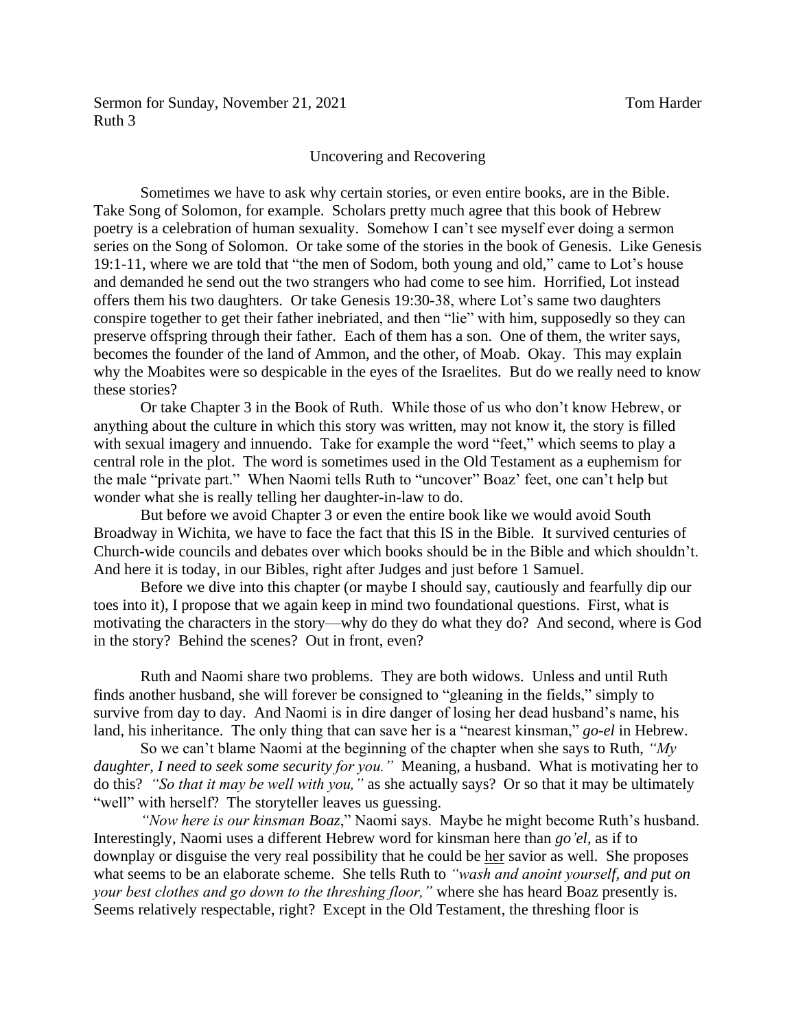Sermon for Sunday, November 21, 2021 Tom Harder
Ruth 3

## Uncovering and Recovering

Sometimes we have to ask why certain stories, or even entire books, are in the Bible. Take Song of Solomon, for example. Scholars pretty much agree that this book of Hebrew poetry is a celebration of human sexuality. Somehow I can't see myself ever doing a sermon series on the Song of Solomon. Or take some of the stories in the book of Genesis. Like Genesis 19:1-11, where we are told that "the men of Sodom, both young and old," came to Lot's house and demanded he send out the two strangers who had come to see him. Horrified, Lot instead offers them his two daughters. Or take Genesis 19:30-38, where Lot's same two daughters conspire together to get their father inebriated, and then "lie" with him, supposedly so they can preserve offspring through their father. Each of them has a son. One of them, the writer says, becomes the founder of the land of Ammon, and the other, of Moab. Okay. This may explain why the Moabites were so despicable in the eyes of the Israelites. But do we really need to know these stories?

Or take Chapter 3 in the Book of Ruth. While those of us who don't know Hebrew, or anything about the culture in which this story was written, may not know it, the story is filled with sexual imagery and innuendo. Take for example the word "feet," which seems to play a central role in the plot. The word is sometimes used in the Old Testament as a euphemism for the male "private part." When Naomi tells Ruth to "uncover" Boaz' feet, one can't help but wonder what she is really telling her daughter-in-law to do.

But before we avoid Chapter 3 or even the entire book like we would avoid South Broadway in Wichita, we have to face the fact that this IS in the Bible. It survived centuries of Church-wide councils and debates over which books should be in the Bible and which shouldn't. And here it is today, in our Bibles, right after Judges and just before 1 Samuel.

Before we dive into this chapter (or maybe I should say, cautiously and fearfully dip our toes into it), I propose that we again keep in mind two foundational questions. First, what is motivating the characters in the story—why do they do what they do? And second, where is God in the story? Behind the scenes? Out in front, even?

Ruth and Naomi share two problems. They are both widows. Unless and until Ruth finds another husband, she will forever be consigned to "gleaning in the fields," simply to survive from day to day. And Naomi is in dire danger of losing her dead husband's name, his land, his inheritance. The only thing that can save her is a "nearest kinsman," *go-el* in Hebrew.

So we can't blame Naomi at the beginning of the chapter when she says to Ruth, *"My daughter, I need to seek some security for you."* Meaning, a husband. What is motivating her to do this? *"So that it may be well with you,"* as she actually says? Or so that it may be ultimately "well" with herself? The storyteller leaves us guessing.

*"Now here is our kinsman Boaz*," Naomi says. Maybe he might become Ruth's husband. Interestingly, Naomi uses a different Hebrew word for kinsman here than *go'el*, as if to downplay or disguise the very real possibility that he could be <u>her</u> savior as well. She proposes what seems to be an elaborate scheme. She tells Ruth to *"wash and anoint yourself, and put on your best clothes and go down to the threshing floor,"* where she has heard Boaz presently is. Seems relatively respectable, right? Except in the Old Testament, the threshing floor is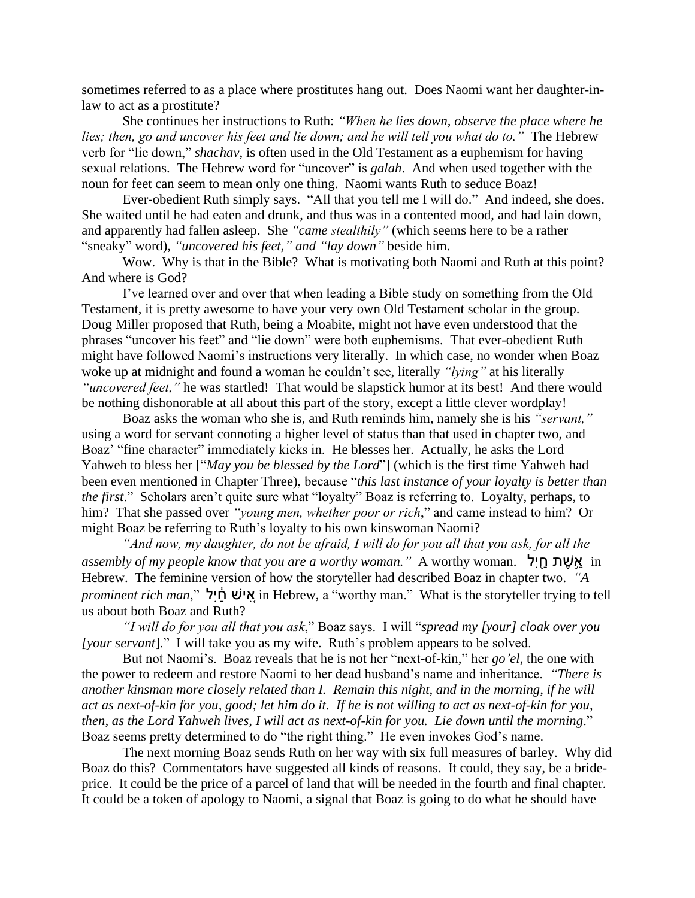sometimes referred to as a place where prostitutes hang out. Does Naomi want her daughter-in-law to act as a prostitute?

She continues her instructions to Ruth: *"When he lies down, observe the place where he lies; then, go and uncover his feet and lie down; and he will tell you what do to."* The Hebrew verb for "lie down," *shachav*, is often used in the Old Testament as a euphemism for having sexual relations. The Hebrew word for "uncover" is *galah*. And when used together with the noun for feet can seem to mean only one thing. Naomi wants Ruth to seduce Boaz!

Ever-obedient Ruth simply says. "All that you tell me I will do." And indeed, she does. She waited until he had eaten and drunk, and thus was in a contented mood, and had lain down, and apparently had fallen asleep. She *"came stealthily"* (which seems here to be a rather "sneaky" word), *"uncovered his feet," and "lay down"* beside him.

Wow. Why is that in the Bible? What is motivating both Naomi and Ruth at this point? And where is God?

I've learned over and over that when leading a Bible study on something from the Old Testament, it is pretty awesome to have your very own Old Testament scholar in the group. Doug Miller proposed that Ruth, being a Moabite, might not have even understood that the phrases "uncover his feet" and "lie down" were both euphemisms. That ever-obedient Ruth might have followed Naomi's instructions very literally. In which case, no wonder when Boaz woke up at midnight and found a woman he couldn't see, literally *"lying"* at his literally *"uncovered feet,"* he was startled! That would be slapstick humor at its best! And there would be nothing dishonorable at all about this part of the story, except a little clever wordplay!

Boaz asks the woman who she is, and Ruth reminds him, namely she is his *"servant,"* using a word for servant connoting a higher level of status than that used in chapter two, and Boaz' "fine character" immediately kicks in. He blesses her. Actually, he asks the Lord Yahweh to bless her ["*May you be blessed by the Lord*"] (which is the first time Yahweh had been even mentioned in Chapter Three), because "*this last instance of your loyalty is better than the first*." Scholars aren't quite sure what "loyalty" Boaz is referring to. Loyalty, perhaps, to him? That she passed over *"young men, whether poor or rich*," and came instead to him? Or might Boaz be referring to Ruth's loyalty to his own kinswoman Naomi?

*"And now, my daughter, do not be afraid, I will do for you all that you ask, for all the assembly of my people know that you are a worthy woman."* A worthy woman. אֵשֶׁת חַיִל in Hebrew. The feminine version of how the storyteller had described Boaz in chapter two. *"A prominent rich man*," אִישׁ חַיִל in Hebrew, a "worthy man." What is the storyteller trying to tell us about both Boaz and Ruth?

*"I will do for you all that you ask*," Boaz says. I will "*spread my [your] cloak over you [your servant*]." I will take you as my wife. Ruth's problem appears to be solved.

But not Naomi's. Boaz reveals that he is not her "next-of-kin," her *go'el*, the one with the power to redeem and restore Naomi to her dead husband's name and inheritance. *"There is another kinsman more closely related than I. Remain this night, and in the morning, if he will act as next-of-kin for you, good; let him do it. If he is not willing to act as next-of-kin for you, then, as the Lord Yahweh lives, I will act as next-of-kin for you. Lie down until the morning*." Boaz seems pretty determined to do "the right thing." He even invokes God's name.

The next morning Boaz sends Ruth on her way with six full measures of barley. Why did Boaz do this? Commentators have suggested all kinds of reasons. It could, they say, be a bride-price. It could be the price of a parcel of land that will be needed in the fourth and final chapter. It could be a token of apology to Naomi, a signal that Boaz is going to do what he should have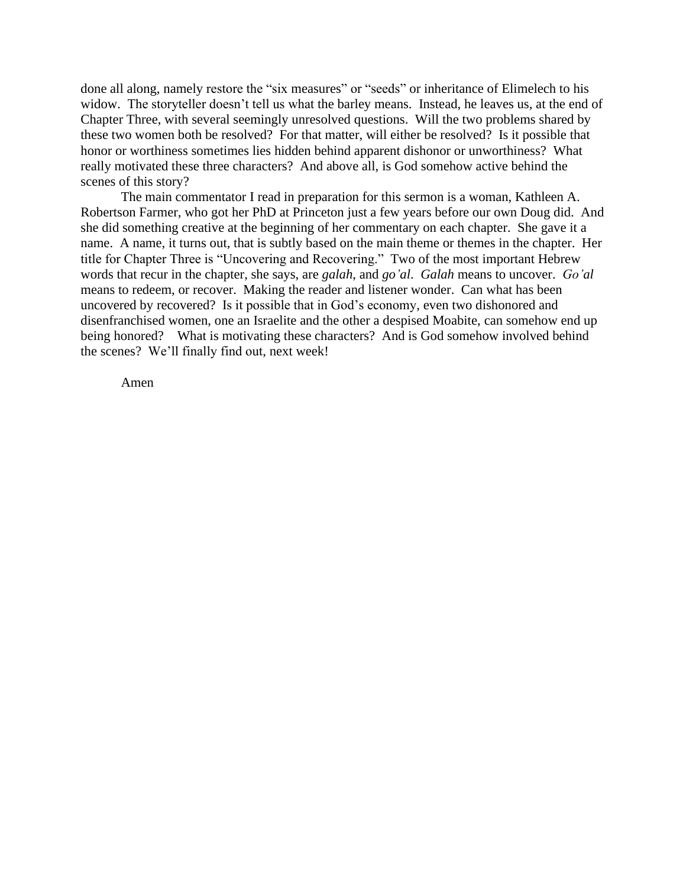done all along, namely restore the "six measures" or "seeds" or inheritance of Elimelech to his widow. The storyteller doesn't tell us what the barley means. Instead, he leaves us, at the end of Chapter Three, with several seemingly unresolved questions. Will the two problems shared by these two women both be resolved? For that matter, will either be resolved? Is it possible that honor or worthiness sometimes lies hidden behind apparent dishonor or unworthiness? What really motivated these three characters? And above all, is God somehow active behind the scenes of this story?

The main commentator I read in preparation for this sermon is a woman, Kathleen A. Robertson Farmer, who got her PhD at Princeton just a few years before our own Doug did. And she did something creative at the beginning of her commentary on each chapter. She gave it a name. A name, it turns out, that is subtly based on the main theme or themes in the chapter. Her title for Chapter Three is "Uncovering and Recovering." Two of the most important Hebrew words that recur in the chapter, she says, are *galah*, and *go'al*. *Galah* means to uncover. *Go'al* means to redeem, or recover. Making the reader and listener wonder. Can what has been uncovered by recovered? Is it possible that in God's economy, even two dishonored and disenfranchised women, one an Israelite and the other a despised Moabite, can somehow end up being honored? What is motivating these characters? And is God somehow involved behind the scenes? We'll finally find out, next week!

Amen